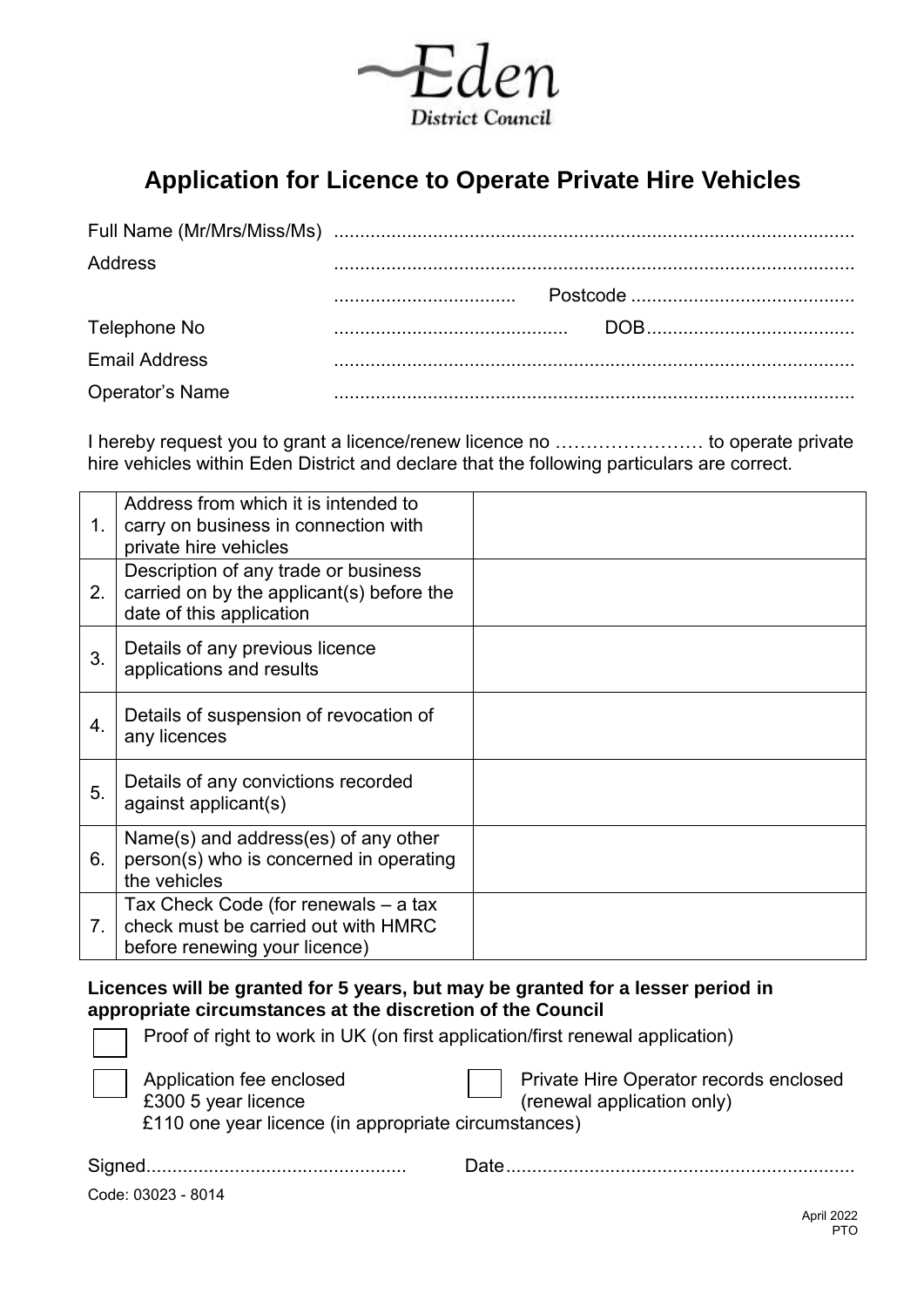Eden District Council

# Application for Licence to Operate Private Hire Vehicles

Full Name (Mr/Mrs/Miss/Ms) ...................................................................................................

Address ...................................................................................................

................................... Postcode ...........................................

Telephone No ............................................. DOB........................................

Email Address ...................................................................................................

Operator's Name ...................................................................................................

I hereby request you to grant a licence/renew licence no …………………… to operate private hire vehicles within Eden District and declare that the following particulars are correct.

| | | |
|---|---|---|
| 1. | Address from which it is intended to carry on business in connection with private hire vehicles | |
| 2. | Description of any trade or business carried on by the applicant(s) before the date of this application | |
| 3. | Details of any previous licence applications and results | |
| 4. | Details of suspension of revocation of any licences | |
| 5. | Details of any convictions recorded against applicant(s) | |
| 6. | Name(s) and address(es) of any other person(s) who is concerned in operating the vehicles | |
| 7. | Tax Check Code (for renewals – a tax check must be carried out with HMRC before renewing your licence) | |

**Licences will be granted for 5 years, but may be granted for a lesser period in appropriate circumstances at the discretion of the Council**

☐ Proof of right to work in UK (on first application/first renewal application)

☐ Application fee enclosed
£300 5 year licence
£110 one year licence (in appropriate circumstances)

☐ Private Hire Operator records enclosed (renewal application only)

Signed................................................. Date..................................................................

Code: 03023 - 8014

April 2022
PTO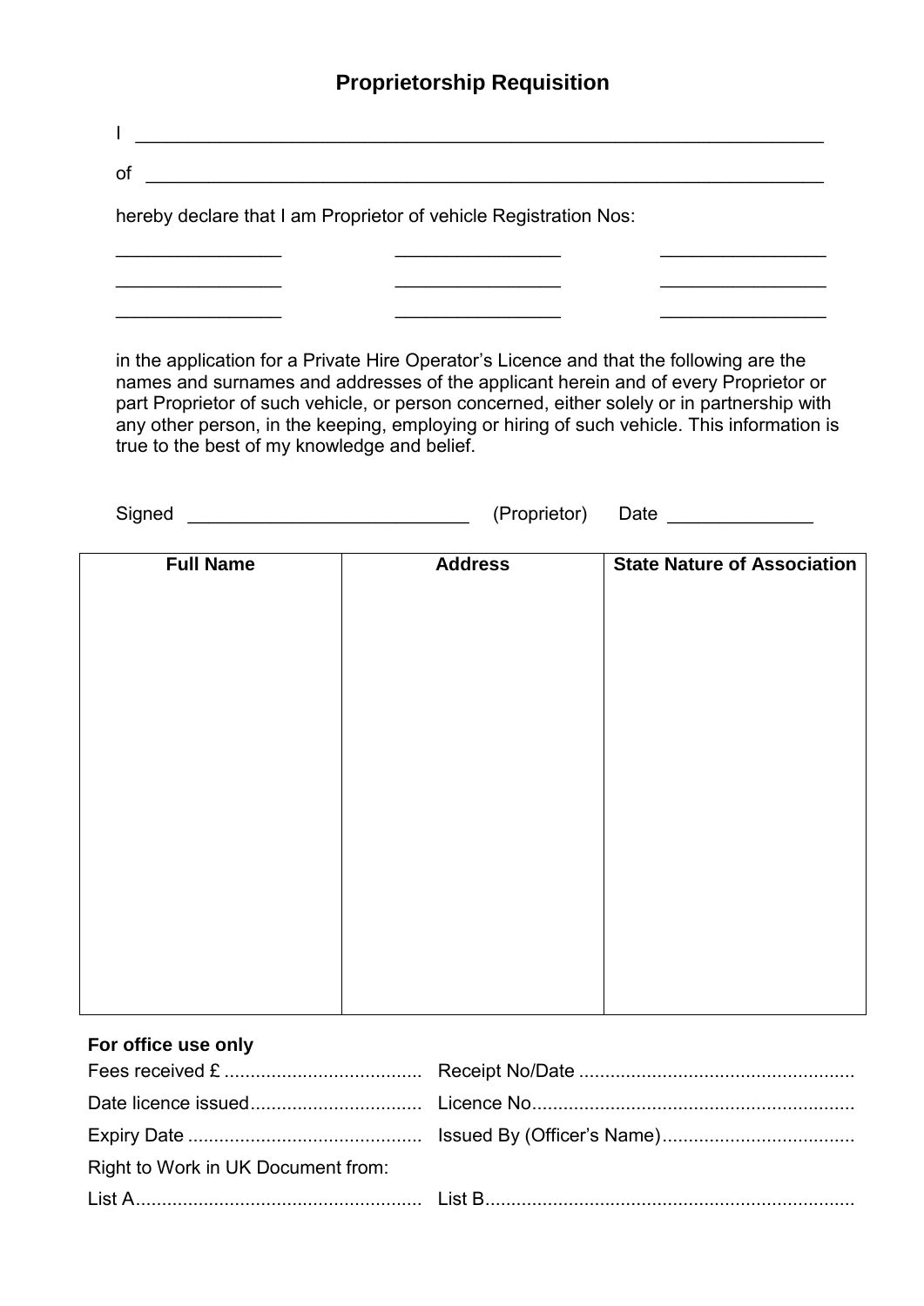# Proprietorship Requisition

I \_\_\_\_\_\_\_\_\_\_\_\_\_\_\_\_\_\_\_\_\_\_\_\_\_\_\_\_\_\_\_\_\_\_\_\_\_\_\_\_\_\_\_\_\_\_\_\_\_\_\_\_\_\_\_\_\_\_\_\_\_\_\_\_

of \_\_\_\_\_\_\_\_\_\_\_\_\_\_\_\_\_\_\_\_\_\_\_\_\_\_\_\_\_\_\_\_\_\_\_\_\_\_\_\_\_\_\_\_\_\_\_\_\_\_\_\_\_\_\_\_\_\_\_\_\_\_\_\_

hereby declare that I am Proprietor of vehicle Registration Nos:

\_\_\_\_\_\_\_\_\_\_\_\_\_\_\_\_ \_\_\_\_\_\_\_\_\_\_\_\_\_\_\_\_ \_\_\_\_\_\_\_\_\_\_\_\_\_\_\_\_

\_\_\_\_\_\_\_\_\_\_\_\_\_\_\_\_ \_\_\_\_\_\_\_\_\_\_\_\_\_\_\_\_ \_\_\_\_\_\_\_\_\_\_\_\_\_\_\_\_

\_\_\_\_\_\_\_\_\_\_\_\_\_\_\_\_ \_\_\_\_\_\_\_\_\_\_\_\_\_\_\_\_ \_\_\_\_\_\_\_\_\_\_\_\_\_\_\_\_

in the application for a Private Hire Operator's Licence and that the following are the names and surnames and addresses of the applicant herein and of every Proprietor or part Proprietor of such vehicle, or person concerned, either solely or in partnership with any other person, in the keeping, employing or hiring of such vehicle. This information is true to the best of my knowledge and belief.

Signed \_\_\_\_\_\_\_\_\_\_\_\_\_\_\_\_\_\_\_\_\_\_\_\_\_\_ (Proprietor) Date \_\_\_\_\_\_\_\_\_\_\_\_\_\_

| Full Name | Address | State Nature of Association |
|---|---|---|
| | | |

**For office use only**

Fees received £ ..................................... Receipt No/Date ....................................................

Date licence issued................................ Licence No.............................................................

Expiry Date ............................................ Issued By (Officer's Name)....................................

Right to Work in UK Document from:

List A...................................................... List B......................................................................